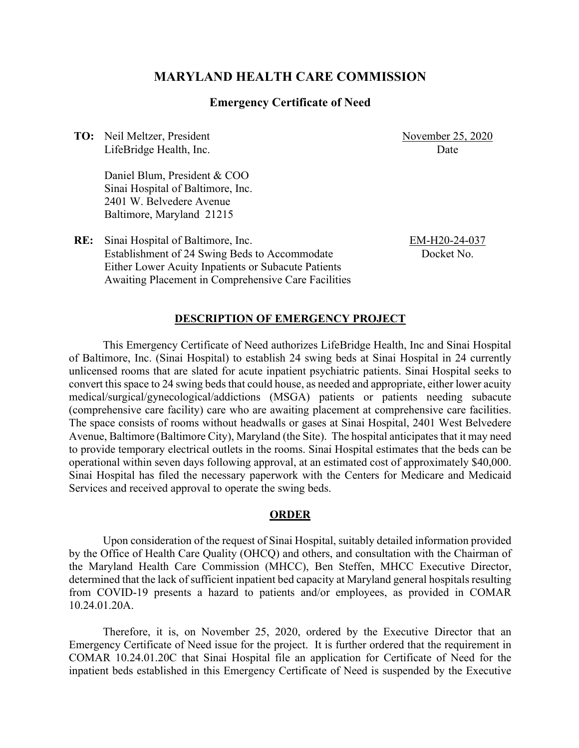# MARYLAND HEALTH CARE COMMISSION

## Emergency Certificate of Need

**TO:** Neil Meltzer, President
LifeBridge Health, Inc.

Daniel Blum, President & COO
Sinai Hospital of Baltimore, Inc.
2401 W. Belvedere Avenue
Baltimore, Maryland 21215

November 25, 2020
Date

**RE:** Sinai Hospital of Baltimore, Inc.
Establishment of 24 Swing Beds to Accommodate Either Lower Acuity Inpatients or Subacute Patients Awaiting Placement in Comprehensive Care Facilities

EM-H20-24-037
Docket No.

### DESCRIPTION OF EMERGENCY PROJECT

This Emergency Certificate of Need authorizes LifeBridge Health, Inc and Sinai Hospital of Baltimore, Inc. (Sinai Hospital) to establish 24 swing beds at Sinai Hospital in 24 currently unlicensed rooms that are slated for acute inpatient psychiatric patients. Sinai Hospital seeks to convert this space to 24 swing beds that could house, as needed and appropriate, either lower acuity medical/surgical/gynecological/addictions (MSGA) patients or patients needing subacute (comprehensive care facility) care who are awaiting placement at comprehensive care facilities. The space consists of rooms without headwalls or gases at Sinai Hospital, 2401 West Belvedere Avenue, Baltimore (Baltimore City), Maryland (the Site). The hospital anticipates that it may need to provide temporary electrical outlets in the rooms. Sinai Hospital estimates that the beds can be operational within seven days following approval, at an estimated cost of approximately $40,000. Sinai Hospital has filed the necessary paperwork with the Centers for Medicare and Medicaid Services and received approval to operate the swing beds.

### ORDER

Upon consideration of the request of Sinai Hospital, suitably detailed information provided by the Office of Health Care Quality (OHCQ) and others, and consultation with the Chairman of the Maryland Health Care Commission (MHCC), Ben Steffen, MHCC Executive Director, determined that the lack of sufficient inpatient bed capacity at Maryland general hospitals resulting from COVID-19 presents a hazard to patients and/or employees, as provided in COMAR 10.24.01.20A.

Therefore, it is, on November 25, 2020, ordered by the Executive Director that an Emergency Certificate of Need issue for the project. It is further ordered that the requirement in COMAR 10.24.01.20C that Sinai Hospital file an application for Certificate of Need for the inpatient beds established in this Emergency Certificate of Need is suspended by the Executive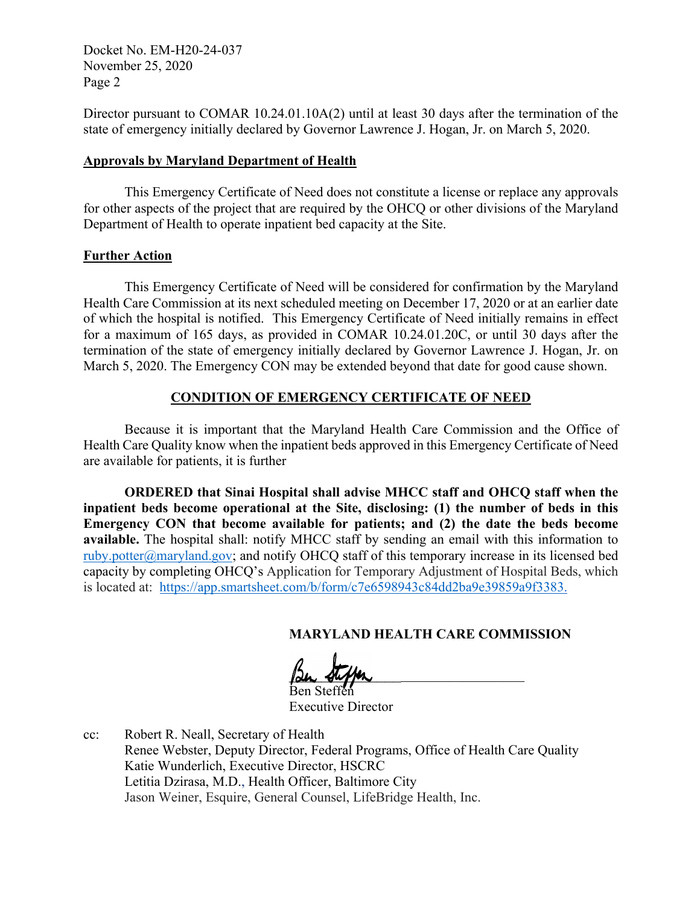Director pursuant to COMAR 10.24.01.10A(2) until at least 30 days after the termination of the state of emergency initially declared by Governor Lawrence J. Hogan, Jr. on March 5, 2020.

**Approvals by Maryland Department of Health**

This Emergency Certificate of Need does not constitute a license or replace any approvals for other aspects of the project that are required by the OHCQ or other divisions of the Maryland Department of Health to operate inpatient bed capacity at the Site.

**Further Action**

This Emergency Certificate of Need will be considered for confirmation by the Maryland Health Care Commission at its next scheduled meeting on December 17, 2020 or at an earlier date of which the hospital is notified. This Emergency Certificate of Need initially remains in effect for a maximum of 165 days, as provided in COMAR 10.24.01.20C, or until 30 days after the termination of the state of emergency initially declared by Governor Lawrence J. Hogan, Jr. on March 5, 2020. The Emergency CON may be extended beyond that date for good cause shown.

## CONDITION OF EMERGENCY CERTIFICATE OF NEED

Because it is important that the Maryland Health Care Commission and the Office of Health Care Quality know when the inpatient beds approved in this Emergency Certificate of Need are available for patients, it is further

**ORDERED that Sinai Hospital shall advise MHCC staff and OHCQ staff when the inpatient beds become operational at the Site, disclosing: (1) the number of beds in this Emergency CON that become available for patients; and (2) the date the beds become available.** The hospital shall: notify MHCC staff by sending an email with this information to ruby.potter@maryland.gov; and notify OHCQ staff of this temporary increase in its licensed bed capacity by completing OHCQ's Application for Temporary Adjustment of Hospital Beds, which is located at: https://app.smartsheet.com/b/form/c7e6598943c84dd2ba9e39859a9f3383.

**MARYLAND HEALTH CARE COMMISSION**

Ben Steffen
Executive Director

cc: Robert R. Neall, Secretary of Health
Renee Webster, Deputy Director, Federal Programs, Office of Health Care Quality
Katie Wunderlich, Executive Director, HSCRC
Letitia Dzirasa, M.D., Health Officer, Baltimore City
Jason Weiner, Esquire, General Counsel, LifeBridge Health, Inc.